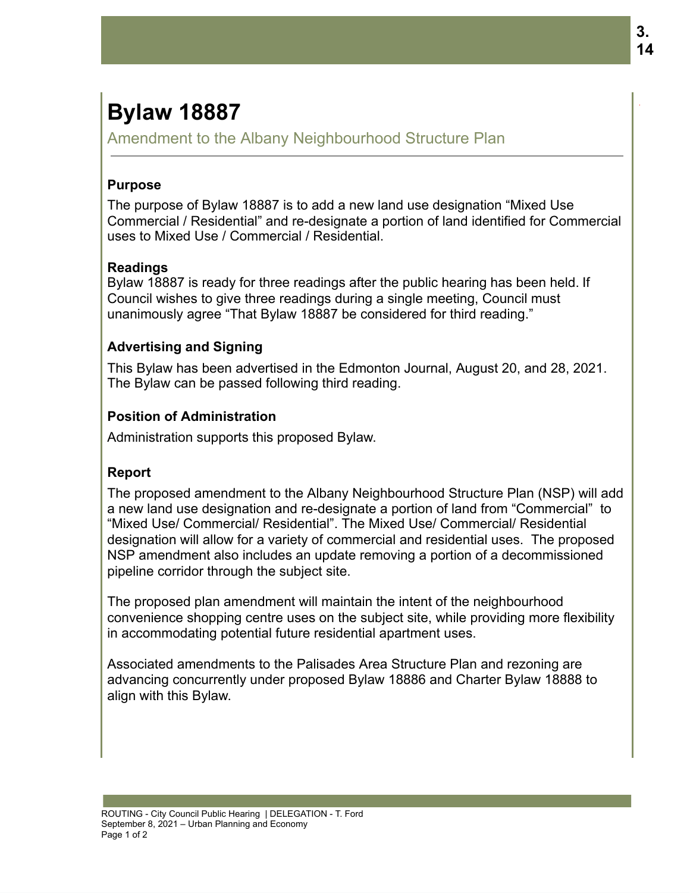# Bylaw 18887

## Amendment to the Albany Neighbourhood Structure Plan

### Purpose

The purpose of Bylaw 18887 is to add a new land use designation "Mixed Use Commercial / Residential" and re-designate a portion of land identified for Commercial uses to Mixed Use / Commercial / Residential.

### Readings

Bylaw 18887 is ready for three readings after the public hearing has been held. If Council wishes to give three readings during a single meeting, Council must unanimously agree "That Bylaw 18887 be considered for third reading."

### Advertising and Signing

This Bylaw has been advertised in the Edmonton Journal, August 20, and 28, 2021. The Bylaw can be passed following third reading.

### Position of Administration

Administration supports this proposed Bylaw.

### Report

The proposed amendment to the Albany Neighbourhood Structure Plan (NSP) will add a new land use designation and re-designate a portion of land from "Commercial" to "Mixed Use/ Commercial/ Residential". The Mixed Use/ Commercial/ Residential designation will allow for a variety of commercial and residential uses. The proposed NSP amendment also includes an update removing a portion of a decommissioned pipeline corridor through the subject site.

The proposed plan amendment will maintain the intent of the neighbourhood convenience shopping centre uses on the subject site, while providing more flexibility in accommodating potential future residential apartment uses.

Associated amendments to the Palisades Area Structure Plan and rezoning are advancing concurrently under proposed Bylaw 18886 and Charter Bylaw 18888 to align with this Bylaw.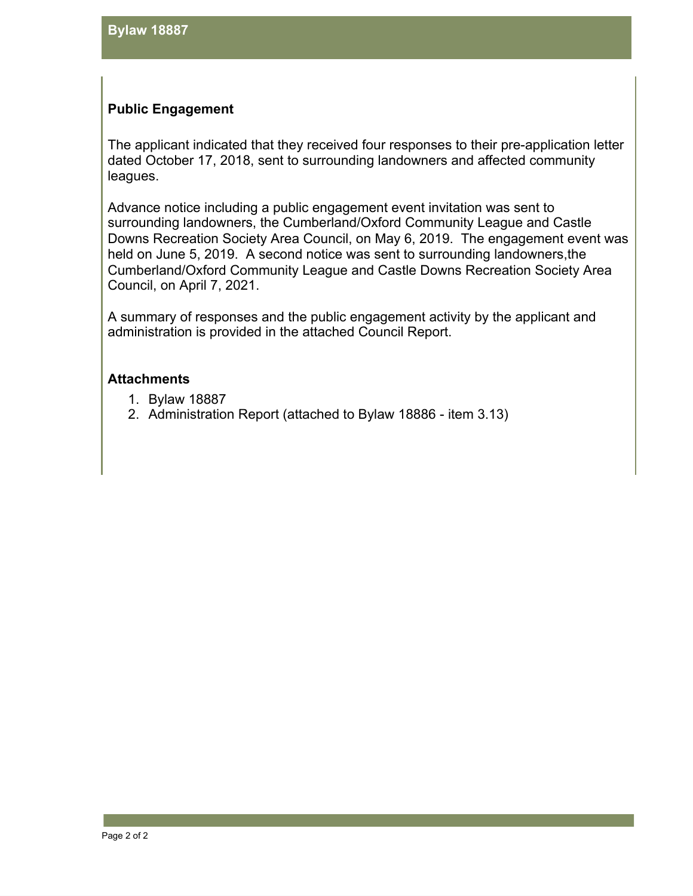## Public Engagement

The applicant indicated that they received four responses to their pre-application letter dated October 17, 2018, sent to surrounding landowners and affected community leagues.

Advance notice including a public engagement event invitation was sent to surrounding landowners, the Cumberland/Oxford Community League and Castle Downs Recreation Society Area Council, on May 6, 2019. The engagement event was held on June 5, 2019. A second notice was sent to surrounding landowners,the Cumberland/Oxford Community League and Castle Downs Recreation Society Area Council, on April 7, 2021.

A summary of responses and the public engagement activity by the applicant and administration is provided in the attached Council Report.

## Attachments

1. Bylaw 18887
2. Administration Report (attached to Bylaw 18886 - item 3.13)